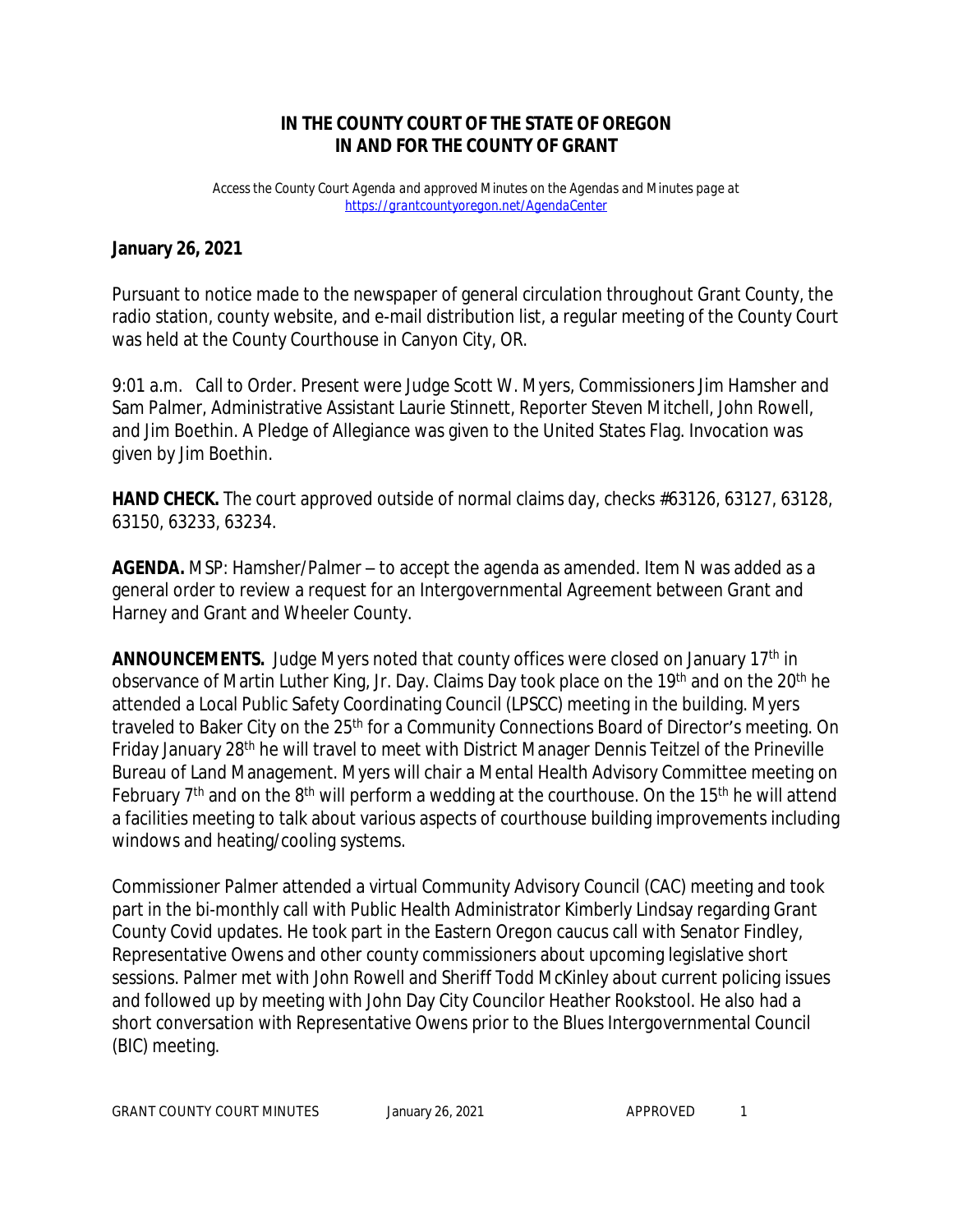# IN THE COUNTY COURT OF THE STATE OF OREGON
# IN AND FOR THE COUNTY OF GRANT

*Access the County Court Agenda and approved Minutes on the Agendas and Minutes page at https://grantcountyoregon.net/AgendaCenter*

**January 26, 2021**

Pursuant to notice made to the newspaper of general circulation throughout Grant County, the radio station, county website, and e-mail distribution list, a regular meeting of the County Court was held at the County Courthouse in Canyon City, OR.

9:01 a.m. Call to Order. Present were Judge Scott W. Myers, Commissioners Jim Hamsher and Sam Palmer, Administrative Assistant Laurie Stinnett, Reporter Steven Mitchell, John Rowell, and Jim Boethin. A Pledge of Allegiance was given to the United States Flag. Invocation was given by Jim Boethin.

**HAND CHECK.** The court approved outside of normal claims day, checks #63126, 63127, 63128, 63150, 63233, 63234.

**AGENDA.** MSP: Hamsher/Palmer – to accept the agenda as amended. Item N was added as a general order to review a request for an Intergovernmental Agreement between Grant and Harney and Grant and Wheeler County.

**ANNOUNCEMENTS.** Judge Myers noted that county offices were closed on January 17th in observance of Martin Luther King, Jr. Day. Claims Day took place on the 19th and on the 20th he attended a Local Public Safety Coordinating Council (LPSCC) meeting in the building. Myers traveled to Baker City on the 25th for a Community Connections Board of Director's meeting. On Friday January 28th he will travel to meet with District Manager Dennis Teitzel of the Prineville Bureau of Land Management. Myers will chair a Mental Health Advisory Committee meeting on February 7th and on the 8th will perform a wedding at the courthouse. On the 15th he will attend a facilities meeting to talk about various aspects of courthouse building improvements including windows and heating/cooling systems.

Commissioner Palmer attended a virtual Community Advisory Council (CAC) meeting and took part in the bi-monthly call with Public Health Administrator Kimberly Lindsay regarding Grant County Covid updates. He took part in the Eastern Oregon caucus call with Senator Findley, Representative Owens and other county commissioners about upcoming legislative short sessions. Palmer met with John Rowell and Sheriff Todd McKinley about current policing issues and followed up by meeting with John Day City Councilor Heather Rookstool. He also had a short conversation with Representative Owens prior to the Blues Intergovernmental Council (BIC) meeting.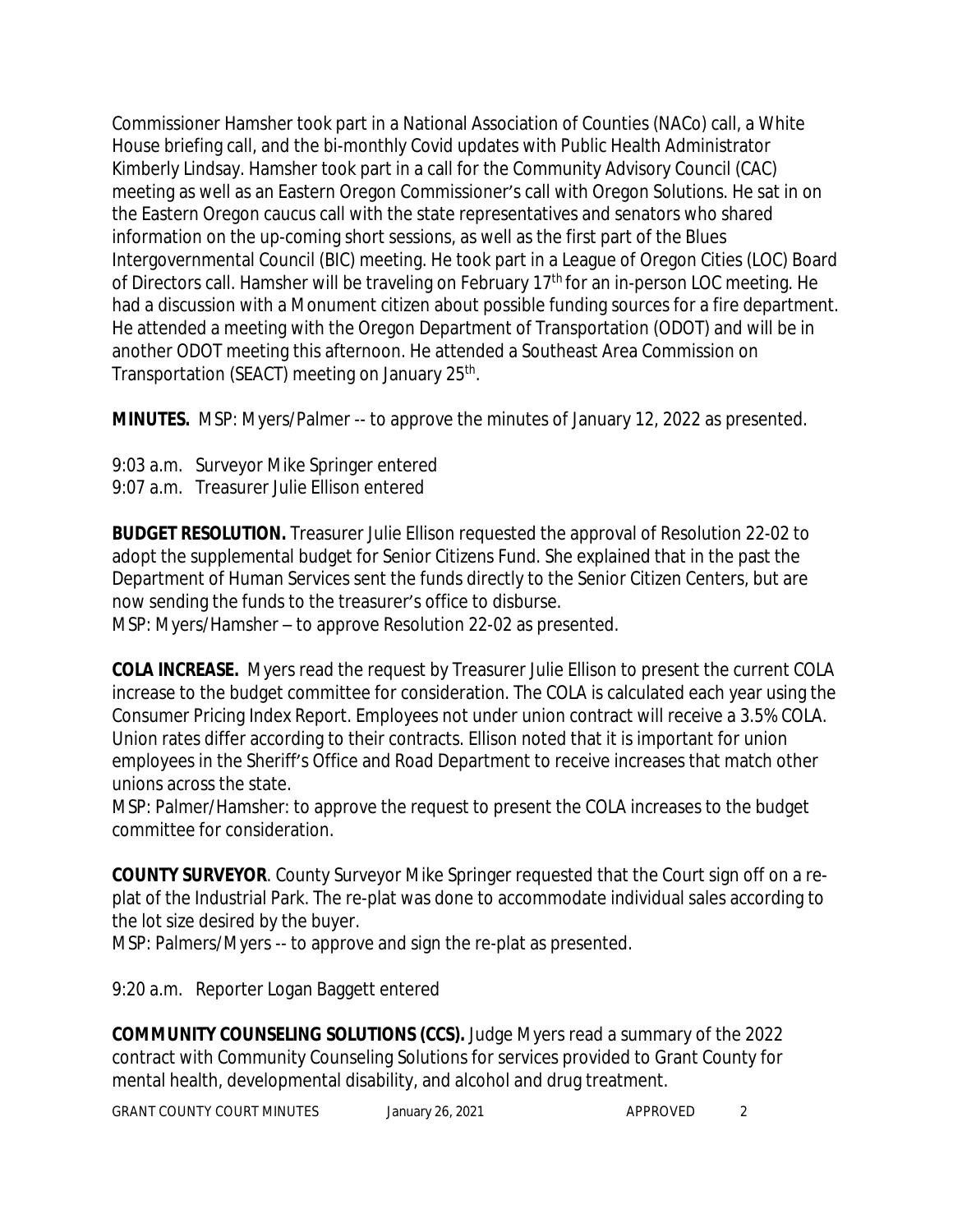Commissioner Hamsher took part in a National Association of Counties (NACo) call, a White House briefing call, and the bi-monthly Covid updates with Public Health Administrator Kimberly Lindsay. Hamsher took part in a call for the Community Advisory Council (CAC) meeting as well as an Eastern Oregon Commissioner's call with Oregon Solutions. He sat in on the Eastern Oregon caucus call with the state representatives and senators who shared information on the up-coming short sessions, as well as the first part of the Blues Intergovernmental Council (BIC) meeting. He took part in a League of Oregon Cities (LOC) Board of Directors call. Hamsher will be traveling on February 17th for an in-person LOC meeting. He had a discussion with a Monument citizen about possible funding sources for a fire department. He attended a meeting with the Oregon Department of Transportation (ODOT) and will be in another ODOT meeting this afternoon. He attended a Southeast Area Commission on Transportation (SEACT) meeting on January 25th.

**MINUTES.** MSP: Myers/Palmer -- to approve the minutes of January 12, 2022 as presented.

9:03 a.m. Surveyor Mike Springer entered
9:07 a.m. Treasurer Julie Ellison entered

**BUDGET RESOLUTION.** Treasurer Julie Ellison requested the approval of Resolution 22-02 to adopt the supplemental budget for Senior Citizens Fund. She explained that in the past the Department of Human Services sent the funds directly to the Senior Citizen Centers, but are now sending the funds to the treasurer's office to disburse.
MSP: Myers/Hamsher – to approve Resolution 22-02 as presented.

**COLA INCREASE.** Myers read the request by Treasurer Julie Ellison to present the current COLA increase to the budget committee for consideration. The COLA is calculated each year using the Consumer Pricing Index Report. Employees not under union contract will receive a 3.5% COLA. Union rates differ according to their contracts. Ellison noted that it is important for union employees in the Sheriff's Office and Road Department to receive increases that match other unions across the state.
MSP: Palmer/Hamsher: to approve the request to present the COLA increases to the budget committee for consideration.

**COUNTY SURVEYOR**. County Surveyor Mike Springer requested that the Court sign off on a re-plat of the Industrial Park. The re-plat was done to accommodate individual sales according to the lot size desired by the buyer.
MSP: Palmers/Myers -- to approve and sign the re-plat as presented.

9:20 a.m. Reporter Logan Baggett entered

**COMMUNITY COUNSELING SOLUTIONS (CCS).** Judge Myers read a summary of the 2022 contract with Community Counseling Solutions for services provided to Grant County for mental health, developmental disability, and alcohol and drug treatment.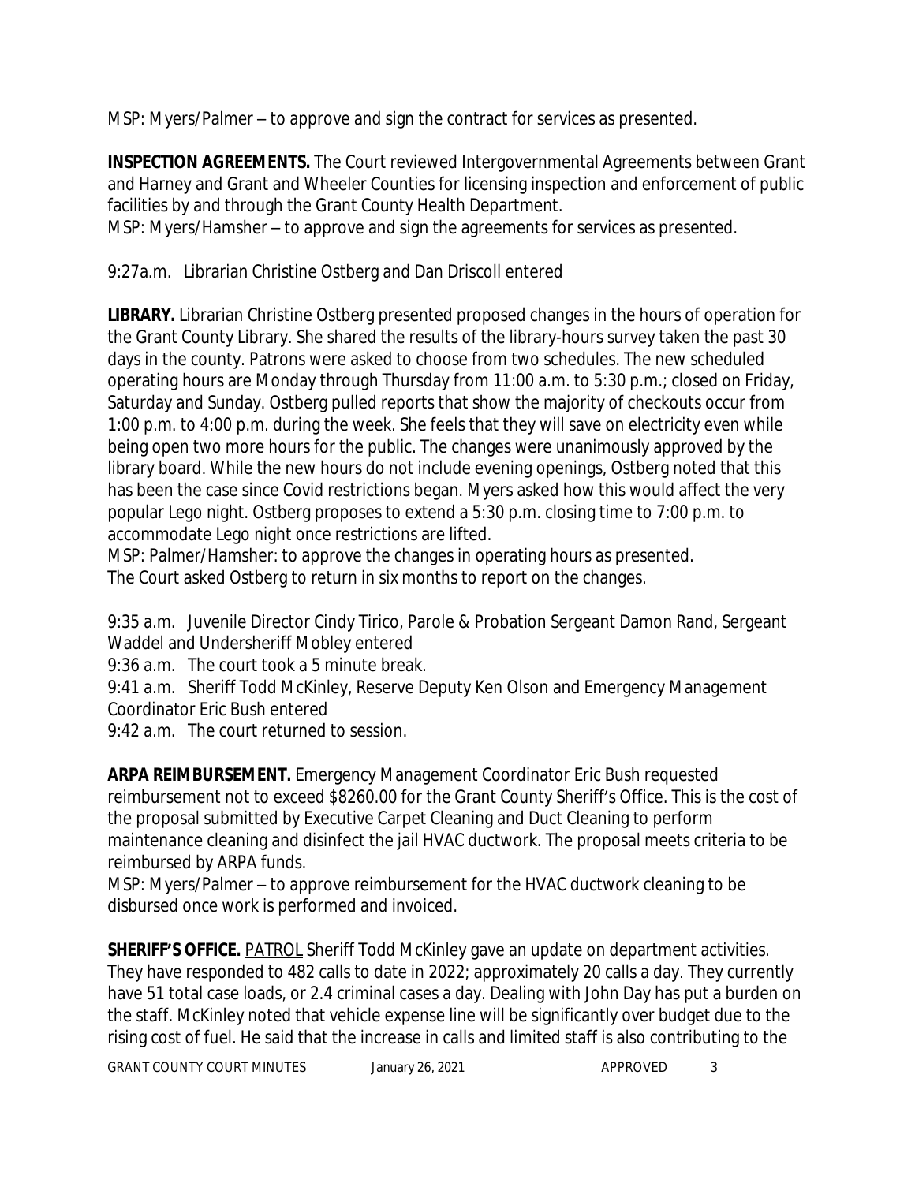MSP: Myers/Palmer – to approve and sign the contract for services as presented.

**INSPECTION AGREEMENTS.** The Court reviewed Intergovernmental Agreements between Grant and Harney and Grant and Wheeler Counties for licensing inspection and enforcement of public facilities by and through the Grant County Health Department.
MSP: Myers/Hamsher – to approve and sign the agreements for services as presented.

9:27a.m. Librarian Christine Ostberg and Dan Driscoll entered

**LIBRARY.** Librarian Christine Ostberg presented proposed changes in the hours of operation for the Grant County Library. She shared the results of the library-hours survey taken the past 30 days in the county. Patrons were asked to choose from two schedules. The new scheduled operating hours are Monday through Thursday from 11:00 a.m. to 5:30 p.m.; closed on Friday, Saturday and Sunday. Ostberg pulled reports that show the majority of checkouts occur from 1:00 p.m. to 4:00 p.m. during the week. She feels that they will save on electricity even while being open two more hours for the public. The changes were unanimously approved by the library board. While the new hours do not include evening openings, Ostberg noted that this has been the case since Covid restrictions began. Myers asked how this would affect the very popular Lego night. Ostberg proposes to extend a 5:30 p.m. closing time to 7:00 p.m. to accommodate Lego night once restrictions are lifted.
MSP: Palmer/Hamsher: to approve the changes in operating hours as presented.
The Court asked Ostberg to return in six months to report on the changes.

9:35 a.m. Juvenile Director Cindy Tirico, Parole & Probation Sergeant Damon Rand, Sergeant Waddel and Undersheriff Mobley entered
9:36 a.m. The court took a 5 minute break.
9:41 a.m. Sheriff Todd McKinley, Reserve Deputy Ken Olson and Emergency Management Coordinator Eric Bush entered
9:42 a.m. The court returned to session.

**ARPA REIMBURSEMENT.** Emergency Management Coordinator Eric Bush requested reimbursement not to exceed $8260.00 for the Grant County Sheriff's Office. This is the cost of the proposal submitted by Executive Carpet Cleaning and Duct Cleaning to perform maintenance cleaning and disinfect the jail HVAC ductwork. The proposal meets criteria to be reimbursed by ARPA funds.
MSP: Myers/Palmer – to approve reimbursement for the HVAC ductwork cleaning to be disbursed once work is performed and invoiced.

**SHERIFF'S OFFICE.** PATROL Sheriff Todd McKinley gave an update on department activities. They have responded to 482 calls to date in 2022; approximately 20 calls a day. They currently have 51 total case loads, or 2.4 criminal cases a day. Dealing with John Day has put a burden on the staff. McKinley noted that vehicle expense line will be significantly over budget due to the rising cost of fuel. He said that the increase in calls and limited staff is also contributing to the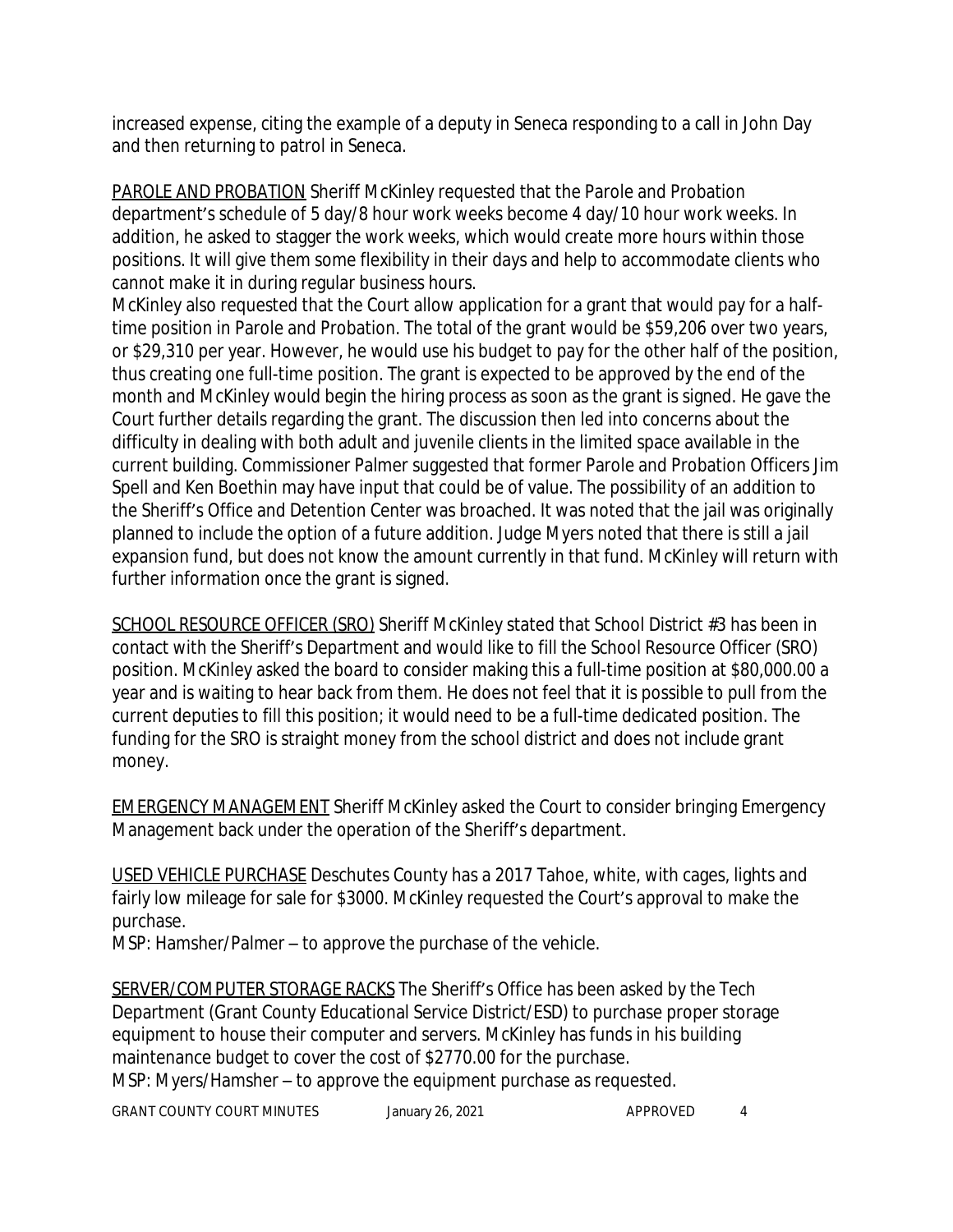increased expense, citing the example of a deputy in Seneca responding to a call in John Day and then returning to patrol in Seneca.

PAROLE AND PROBATION Sheriff McKinley requested that the Parole and Probation department's schedule of 5 day/8 hour work weeks become 4 day/10 hour work weeks. In addition, he asked to stagger the work weeks, which would create more hours within those positions. It will give them some flexibility in their days and help to accommodate clients who cannot make it in during regular business hours.

McKinley also requested that the Court allow application for a grant that would pay for a half-time position in Parole and Probation. The total of the grant would be $59,206 over two years, or $29,310 per year. However, he would use his budget to pay for the other half of the position, thus creating one full-time position. The grant is expected to be approved by the end of the month and McKinley would begin the hiring process as soon as the grant is signed. He gave the Court further details regarding the grant. The discussion then led into concerns about the difficulty in dealing with both adult and juvenile clients in the limited space available in the current building. Commissioner Palmer suggested that former Parole and Probation Officers Jim Spell and Ken Boethin may have input that could be of value. The possibility of an addition to the Sheriff's Office and Detention Center was broached. It was noted that the jail was originally planned to include the option of a future addition. Judge Myers noted that there is still a jail expansion fund, but does not know the amount currently in that fund. McKinley will return with further information once the grant is signed.

SCHOOL RESOURCE OFFICER (SRO) Sheriff McKinley stated that School District #3 has been in contact with the Sheriff's Department and would like to fill the School Resource Officer (SRO) position. McKinley asked the board to consider making this a full-time position at $80,000.00 a year and is waiting to hear back from them. He does not feel that it is possible to pull from the current deputies to fill this position; it would need to be a full-time dedicated position. The funding for the SRO is straight money from the school district and does not include grant money.

EMERGENCY MANAGEMENT Sheriff McKinley asked the Court to consider bringing Emergency Management back under the operation of the Sheriff's department.

USED VEHICLE PURCHASE Deschutes County has a 2017 Tahoe, white, with cages, lights and fairly low mileage for sale for $3000. McKinley requested the Court's approval to make the purchase.

MSP: Hamsher/Palmer – to approve the purchase of the vehicle.

SERVER/COMPUTER STORAGE RACKS The Sheriff's Office has been asked by the Tech Department (Grant County Educational Service District/ESD) to purchase proper storage equipment to house their computer and servers. McKinley has funds in his building maintenance budget to cover the cost of $2770.00 for the purchase.

MSP: Myers/Hamsher – to approve the equipment purchase as requested.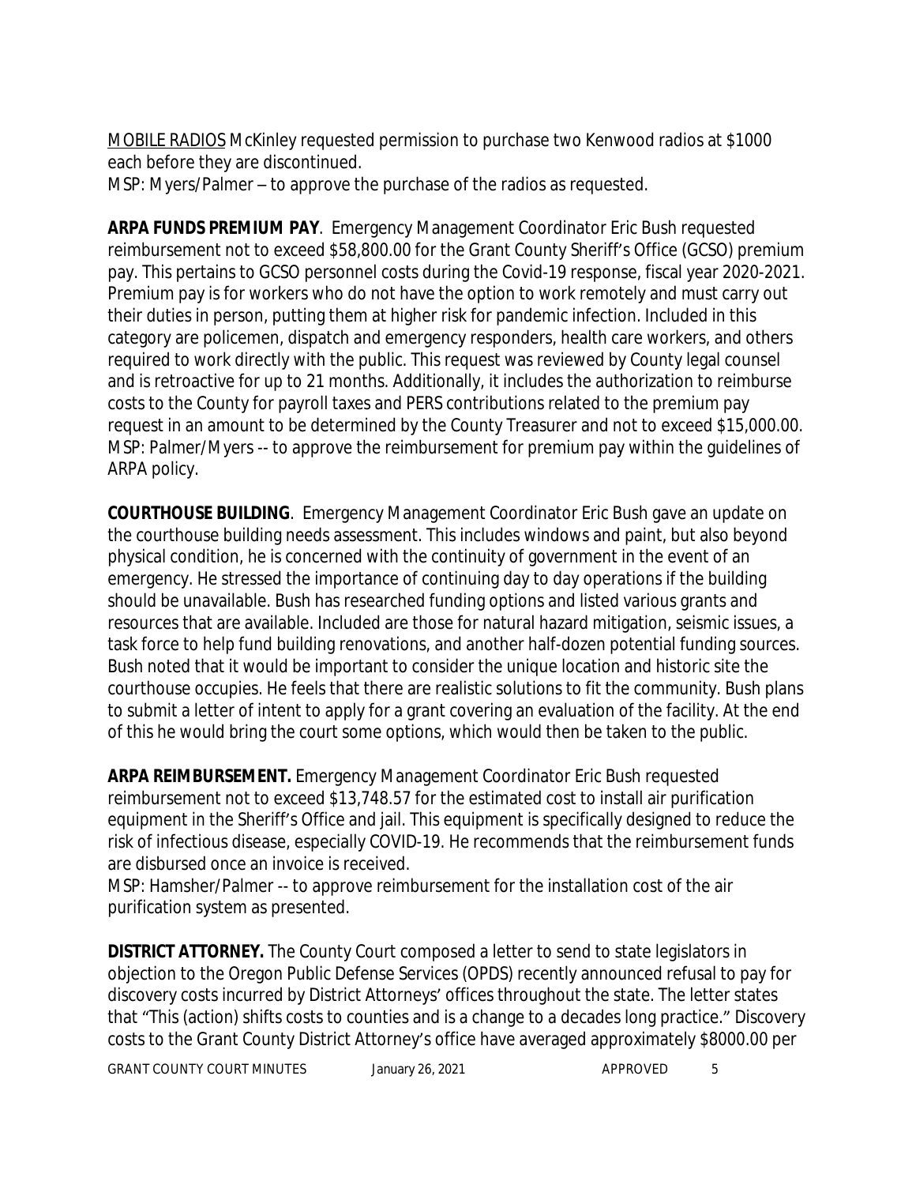MOBILE RADIOS McKinley requested permission to purchase two Kenwood radios at $1000 each before they are discontinued.
MSP: Myers/Palmer – to approve the purchase of the radios as requested.

**ARPA FUNDS PREMIUM PAY**. Emergency Management Coordinator Eric Bush requested reimbursement not to exceed $58,800.00 for the Grant County Sheriff's Office (GCSO) premium pay. This pertains to GCSO personnel costs during the Covid-19 response, fiscal year 2020-2021. Premium pay is for workers who do not have the option to work remotely and must carry out their duties in person, putting them at higher risk for pandemic infection. Included in this category are policemen, dispatch and emergency responders, health care workers, and others required to work directly with the public. This request was reviewed by County legal counsel and is retroactive for up to 21 months. Additionally, it includes the authorization to reimburse costs to the County for payroll taxes and PERS contributions related to the premium pay request in an amount to be determined by the County Treasurer and not to exceed $15,000.00.
MSP: Palmer/Myers -- to approve the reimbursement for premium pay within the guidelines of ARPA policy.

**COURTHOUSE BUILDING**. Emergency Management Coordinator Eric Bush gave an update on the courthouse building needs assessment. This includes windows and paint, but also beyond physical condition, he is concerned with the continuity of government in the event of an emergency. He stressed the importance of continuing day to day operations if the building should be unavailable. Bush has researched funding options and listed various grants and resources that are available. Included are those for natural hazard mitigation, seismic issues, a task force to help fund building renovations, and another half-dozen potential funding sources. Bush noted that it would be important to consider the unique location and historic site the courthouse occupies. He feels that there are realistic solutions to fit the community. Bush plans to submit a letter of intent to apply for a grant covering an evaluation of the facility. At the end of this he would bring the court some options, which would then be taken to the public.

**ARPA REIMBURSEMENT.** Emergency Management Coordinator Eric Bush requested reimbursement not to exceed $13,748.57 for the estimated cost to install air purification equipment in the Sheriff's Office and jail. This equipment is specifically designed to reduce the risk of infectious disease, especially COVID-19. He recommends that the reimbursement funds are disbursed once an invoice is received.
MSP: Hamsher/Palmer -- to approve reimbursement for the installation cost of the air purification system as presented.

**DISTRICT ATTORNEY.** The County Court composed a letter to send to state legislators in objection to the Oregon Public Defense Services (OPDS) recently announced refusal to pay for discovery costs incurred by District Attorneys' offices throughout the state. The letter states that "This (action) shifts costs to counties and is a change to a decades long practice." Discovery costs to the Grant County District Attorney's office have averaged approximately $8000.00 per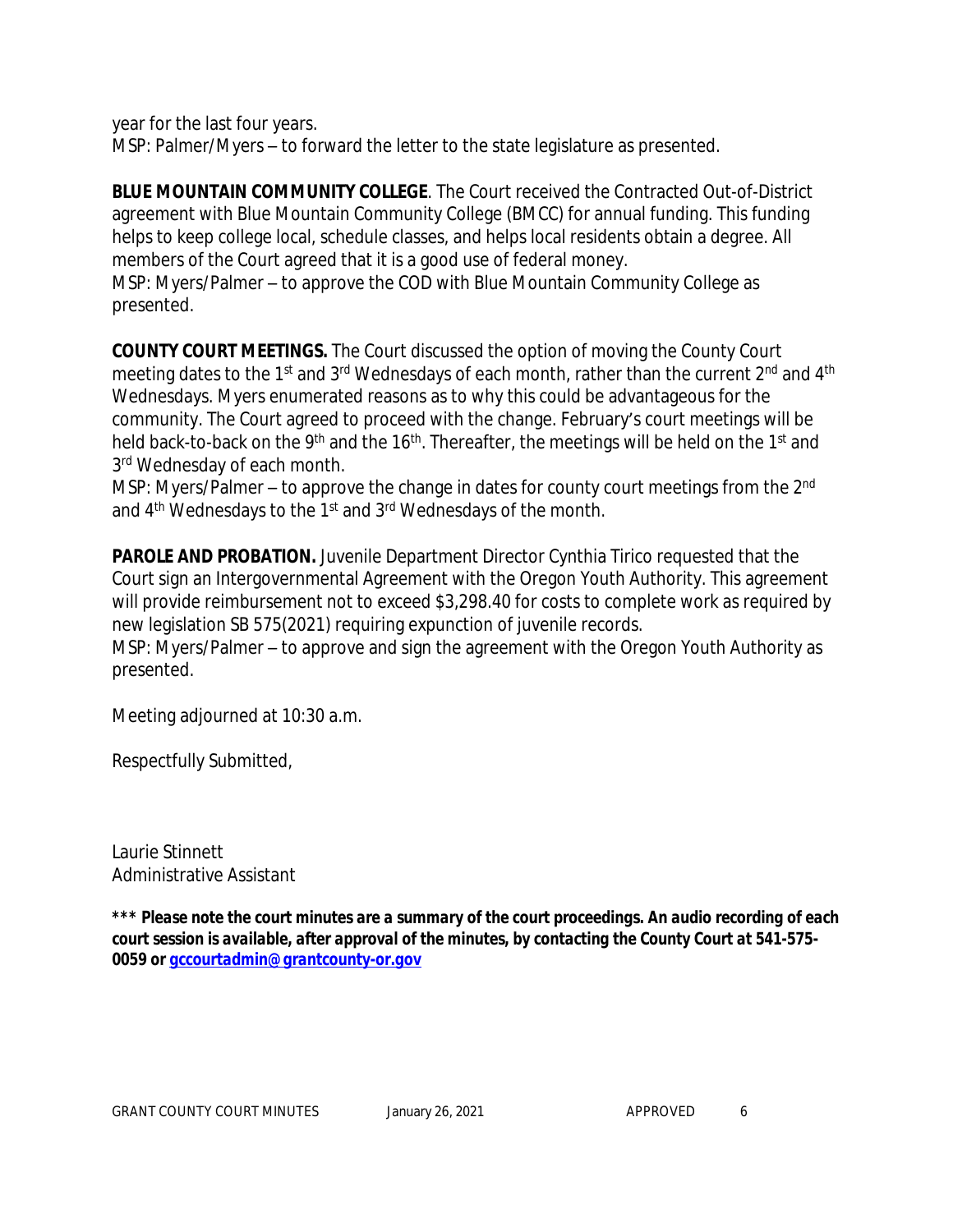year for the last four years.
MSP: Palmer/Myers – to forward the letter to the state legislature as presented.

**BLUE MOUNTAIN COMMUNITY COLLEGE**. The Court received the Contracted Out-of-District agreement with Blue Mountain Community College (BMCC) for annual funding. This funding helps to keep college local, schedule classes, and helps local residents obtain a degree. All members of the Court agreed that it is a good use of federal money.
MSP: Myers/Palmer – to approve the COD with Blue Mountain Community College as presented.

**COUNTY COURT MEETINGS.** The Court discussed the option of moving the County Court meeting dates to the 1st and 3rd Wednesdays of each month, rather than the current 2nd and 4th Wednesdays. Myers enumerated reasons as to why this could be advantageous for the community. The Court agreed to proceed with the change. February's court meetings will be held back-to-back on the 9th and the 16th. Thereafter, the meetings will be held on the 1st and 3rd Wednesday of each month.
MSP: Myers/Palmer – to approve the change in dates for county court meetings from the 2nd and 4th Wednesdays to the 1st and 3rd Wednesdays of the month.

**PAROLE AND PROBATION.** Juvenile Department Director Cynthia Tirico requested that the Court sign an Intergovernmental Agreement with the Oregon Youth Authority. This agreement will provide reimbursement not to exceed $3,298.40 for costs to complete work as required by new legislation SB 575(2021) requiring expunction of juvenile records.
MSP: Myers/Palmer – to approve and sign the agreement with the Oregon Youth Authority as presented.

Meeting adjourned at 10:30 a.m.

Respectfully Submitted,

Laurie Stinnett
Administrative Assistant

***\*\*\* Please note the court minutes are a summary of the court proceedings. An audio recording of each court session is available, after approval of the minutes, by contacting the County Court at 541-575-0059 or gccourtadmin@grantcounty-or.gov***